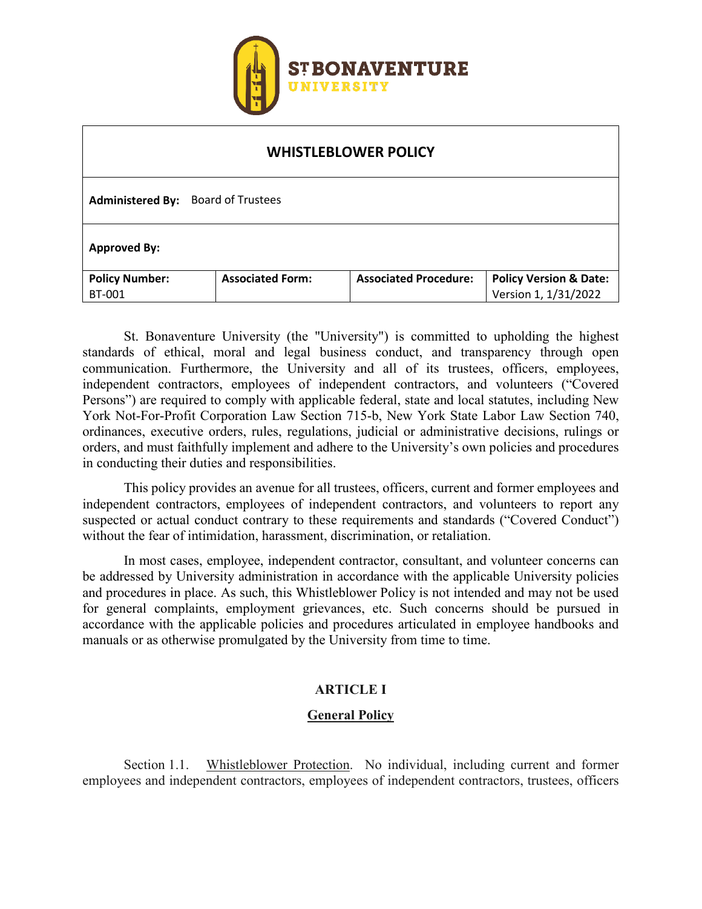# WHISTLEBLOWER POLICY

| | | | |
|---|---|---|---|
| **Administered By:** Board of Trustees | | | |
| **Approved By:** | | | |
| **Policy Number:** BT-001 | **Associated Form:** | **Associated Procedure:** | **Policy Version & Date:** Version 1, 1/31/2022 |

St. Bonaventure University (the "University") is committed to upholding the highest standards of ethical, moral and legal business conduct, and transparency through open communication. Furthermore, the University and all of its trustees, officers, employees, independent contractors, employees of independent contractors, and volunteers ("Covered Persons") are required to comply with applicable federal, state and local statutes, including New York Not-For-Profit Corporation Law Section 715-b, New York State Labor Law Section 740, ordinances, executive orders, rules, regulations, judicial or administrative decisions, rulings or orders, and must faithfully implement and adhere to the University's own policies and procedures in conducting their duties and responsibilities.

This policy provides an avenue for all trustees, officers, current and former employees and independent contractors, employees of independent contractors, and volunteers to report any suspected or actual conduct contrary to these requirements and standards ("Covered Conduct") without the fear of intimidation, harassment, discrimination, or retaliation.

In most cases, employee, independent contractor, consultant, and volunteer concerns can be addressed by University administration in accordance with the applicable University policies and procedures in place. As such, this Whistleblower Policy is not intended and may not be used for general complaints, employment grievances, etc. Such concerns should be pursued in accordance with the applicable policies and procedures articulated in employee handbooks and manuals or as otherwise promulgated by the University from time to time.

## ARTICLE I

### General Policy

Section 1.1. Whistleblower Protection. No individual, including current and former employees and independent contractors, employees of independent contractors, trustees, officers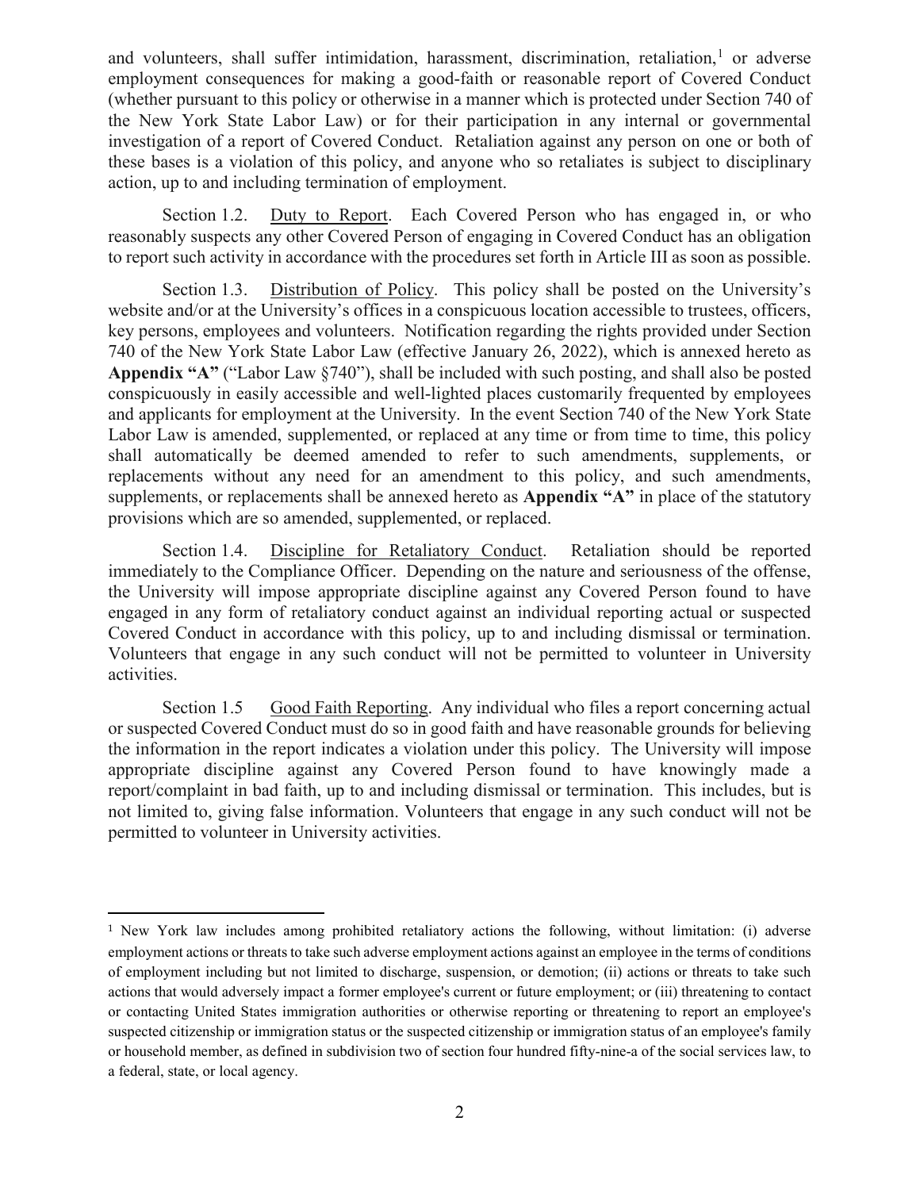and volunteers, shall suffer intimidation, harassment, discrimination, retaliation,[1] or adverse employment consequences for making a good-faith or reasonable report of Covered Conduct (whether pursuant to this policy or otherwise in a manner which is protected under Section 740 of the New York State Labor Law) or for their participation in any internal or governmental investigation of a report of Covered Conduct. Retaliation against any person on one or both of these bases is a violation of this policy, and anyone who so retaliates is subject to disciplinary action, up to and including termination of employment.

Section 1.2. Duty to Report. Each Covered Person who has engaged in, or who reasonably suspects any other Covered Person of engaging in Covered Conduct has an obligation to report such activity in accordance with the procedures set forth in Article III as soon as possible.

Section 1.3. Distribution of Policy. This policy shall be posted on the University's website and/or at the University's offices in a conspicuous location accessible to trustees, officers, key persons, employees and volunteers. Notification regarding the rights provided under Section 740 of the New York State Labor Law (effective January 26, 2022), which is annexed hereto as **Appendix "A"** ("Labor Law §740"), shall be included with such posting, and shall also be posted conspicuously in easily accessible and well-lighted places customarily frequented by employees and applicants for employment at the University. In the event Section 740 of the New York State Labor Law is amended, supplemented, or replaced at any time or from time to time, this policy shall automatically be deemed amended to refer to such amendments, supplements, or replacements without any need for an amendment to this policy, and such amendments, supplements, or replacements shall be annexed hereto as **Appendix "A"** in place of the statutory provisions which are so amended, supplemented, or replaced.

Section 1.4. Discipline for Retaliatory Conduct. Retaliation should be reported immediately to the Compliance Officer. Depending on the nature and seriousness of the offense, the University will impose appropriate discipline against any Covered Person found to have engaged in any form of retaliatory conduct against an individual reporting actual or suspected Covered Conduct in accordance with this policy, up to and including dismissal or termination. Volunteers that engage in any such conduct will not be permitted to volunteer in University activities.

Section 1.5 Good Faith Reporting. Any individual who files a report concerning actual or suspected Covered Conduct must do so in good faith and have reasonable grounds for believing the information in the report indicates a violation under this policy. The University will impose appropriate discipline against any Covered Person found to have knowingly made a report/complaint in bad faith, up to and including dismissal or termination. This includes, but is not limited to, giving false information. Volunteers that engage in any such conduct will not be permitted to volunteer in University activities.

---

[1] New York law includes among prohibited retaliatory actions the following, without limitation: (i) adverse employment actions or threats to take such adverse employment actions against an employee in the terms of conditions of employment including but not limited to discharge, suspension, or demotion; (ii) actions or threats to take such actions that would adversely impact a former employee's current or future employment; or (iii) threatening to contact or contacting United States immigration authorities or otherwise reporting or threatening to report an employee's suspected citizenship or immigration status or the suspected citizenship or immigration status of an employee's family or household member, as defined in subdivision two of section four hundred fifty-nine-a of the social services law, to a federal, state, or local agency.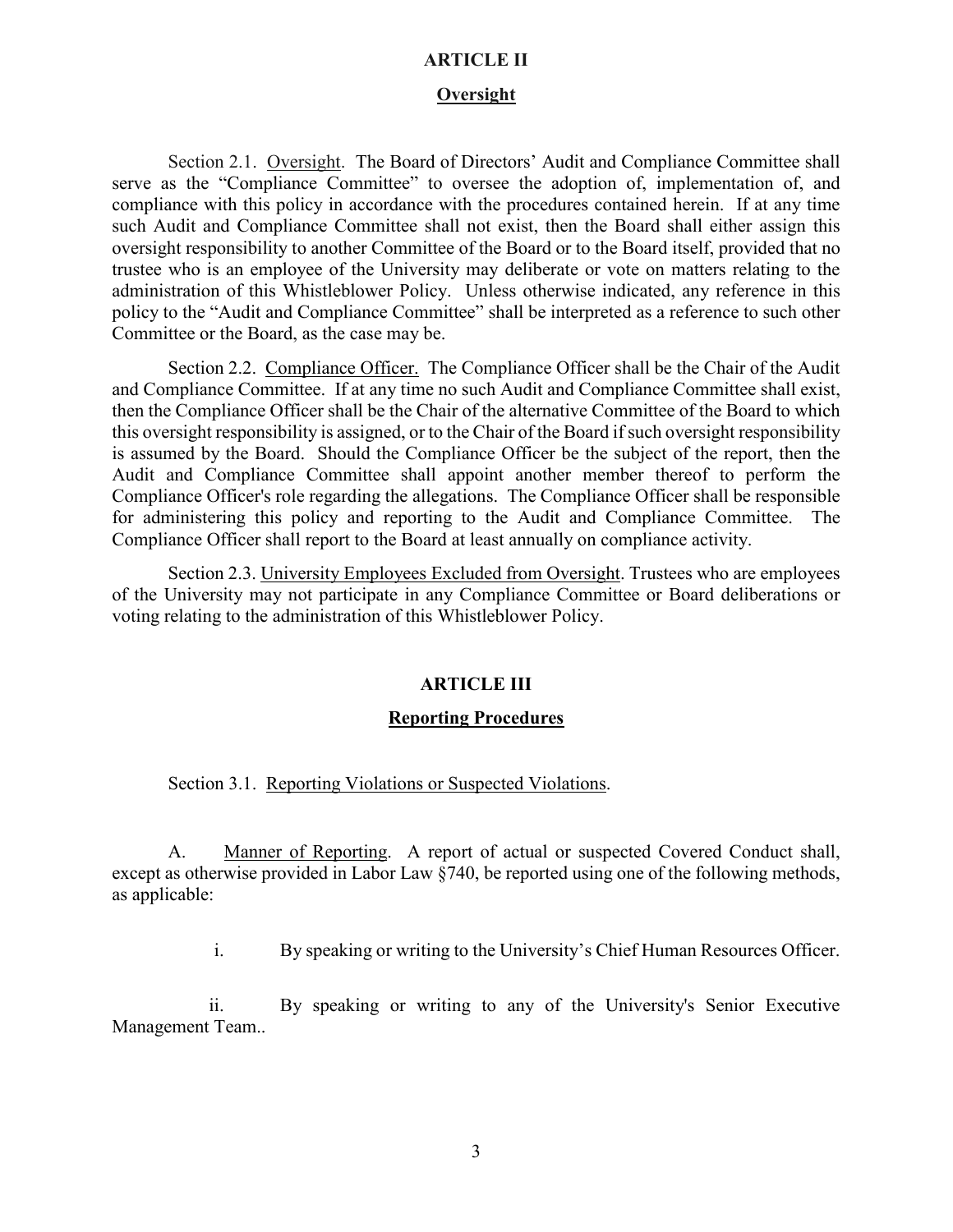## ARTICLE II

## Oversight

Section 2.1. Oversight. The Board of Directors' Audit and Compliance Committee shall serve as the "Compliance Committee" to oversee the adoption of, implementation of, and compliance with this policy in accordance with the procedures contained herein. If at any time such Audit and Compliance Committee shall not exist, then the Board shall either assign this oversight responsibility to another Committee of the Board or to the Board itself, provided that no trustee who is an employee of the University may deliberate or vote on matters relating to the administration of this Whistleblower Policy. Unless otherwise indicated, any reference in this policy to the "Audit and Compliance Committee" shall be interpreted as a reference to such other Committee or the Board, as the case may be.

Section 2.2. Compliance Officer. The Compliance Officer shall be the Chair of the Audit and Compliance Committee. If at any time no such Audit and Compliance Committee shall exist, then the Compliance Officer shall be the Chair of the alternative Committee of the Board to which this oversight responsibility is assigned, or to the Chair of the Board if such oversight responsibility is assumed by the Board. Should the Compliance Officer be the subject of the report, then the Audit and Compliance Committee shall appoint another member thereof to perform the Compliance Officer's role regarding the allegations. The Compliance Officer shall be responsible for administering this policy and reporting to the Audit and Compliance Committee. The Compliance Officer shall report to the Board at least annually on compliance activity.

Section 2.3. University Employees Excluded from Oversight. Trustees who are employees of the University may not participate in any Compliance Committee or Board deliberations or voting relating to the administration of this Whistleblower Policy.

## ARTICLE III

## Reporting Procedures

Section 3.1. Reporting Violations or Suspected Violations.

A. Manner of Reporting. A report of actual or suspected Covered Conduct shall, except as otherwise provided in Labor Law §740, be reported using one of the following methods, as applicable:

i. By speaking or writing to the University's Chief Human Resources Officer.

ii. By speaking or writing to any of the University's Senior Executive Management Team..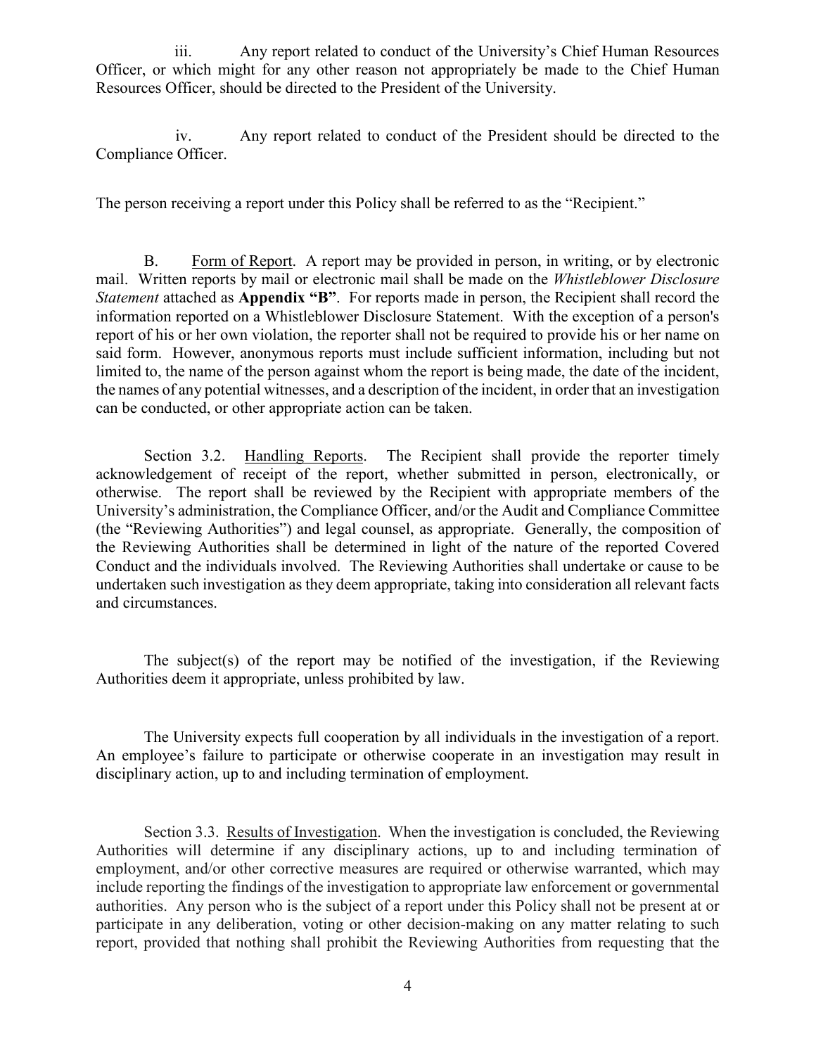iii. Any report related to conduct of the University's Chief Human Resources Officer, or which might for any other reason not appropriately be made to the Chief Human Resources Officer, should be directed to the President of the University.

iv. Any report related to conduct of the President should be directed to the Compliance Officer.

The person receiving a report under this Policy shall be referred to as the "Recipient."

B. Form of Report. A report may be provided in person, in writing, or by electronic mail. Written reports by mail or electronic mail shall be made on the *Whistleblower Disclosure Statement* attached as **Appendix "B"**. For reports made in person, the Recipient shall record the information reported on a Whistleblower Disclosure Statement. With the exception of a person's report of his or her own violation, the reporter shall not be required to provide his or her name on said form. However, anonymous reports must include sufficient information, including but not limited to, the name of the person against whom the report is being made, the date of the incident, the names of any potential witnesses, and a description of the incident, in order that an investigation can be conducted, or other appropriate action can be taken.

Section 3.2. Handling Reports. The Recipient shall provide the reporter timely acknowledgement of receipt of the report, whether submitted in person, electronically, or otherwise. The report shall be reviewed by the Recipient with appropriate members of the University's administration, the Compliance Officer, and/or the Audit and Compliance Committee (the "Reviewing Authorities") and legal counsel, as appropriate. Generally, the composition of the Reviewing Authorities shall be determined in light of the nature of the reported Covered Conduct and the individuals involved. The Reviewing Authorities shall undertake or cause to be undertaken such investigation as they deem appropriate, taking into consideration all relevant facts and circumstances.

The subject(s) of the report may be notified of the investigation, if the Reviewing Authorities deem it appropriate, unless prohibited by law.

The University expects full cooperation by all individuals in the investigation of a report. An employee's failure to participate or otherwise cooperate in an investigation may result in disciplinary action, up to and including termination of employment.

Section 3.3. Results of Investigation. When the investigation is concluded, the Reviewing Authorities will determine if any disciplinary actions, up to and including termination of employment, and/or other corrective measures are required or otherwise warranted, which may include reporting the findings of the investigation to appropriate law enforcement or governmental authorities. Any person who is the subject of a report under this Policy shall not be present at or participate in any deliberation, voting or other decision-making on any matter relating to such report, provided that nothing shall prohibit the Reviewing Authorities from requesting that the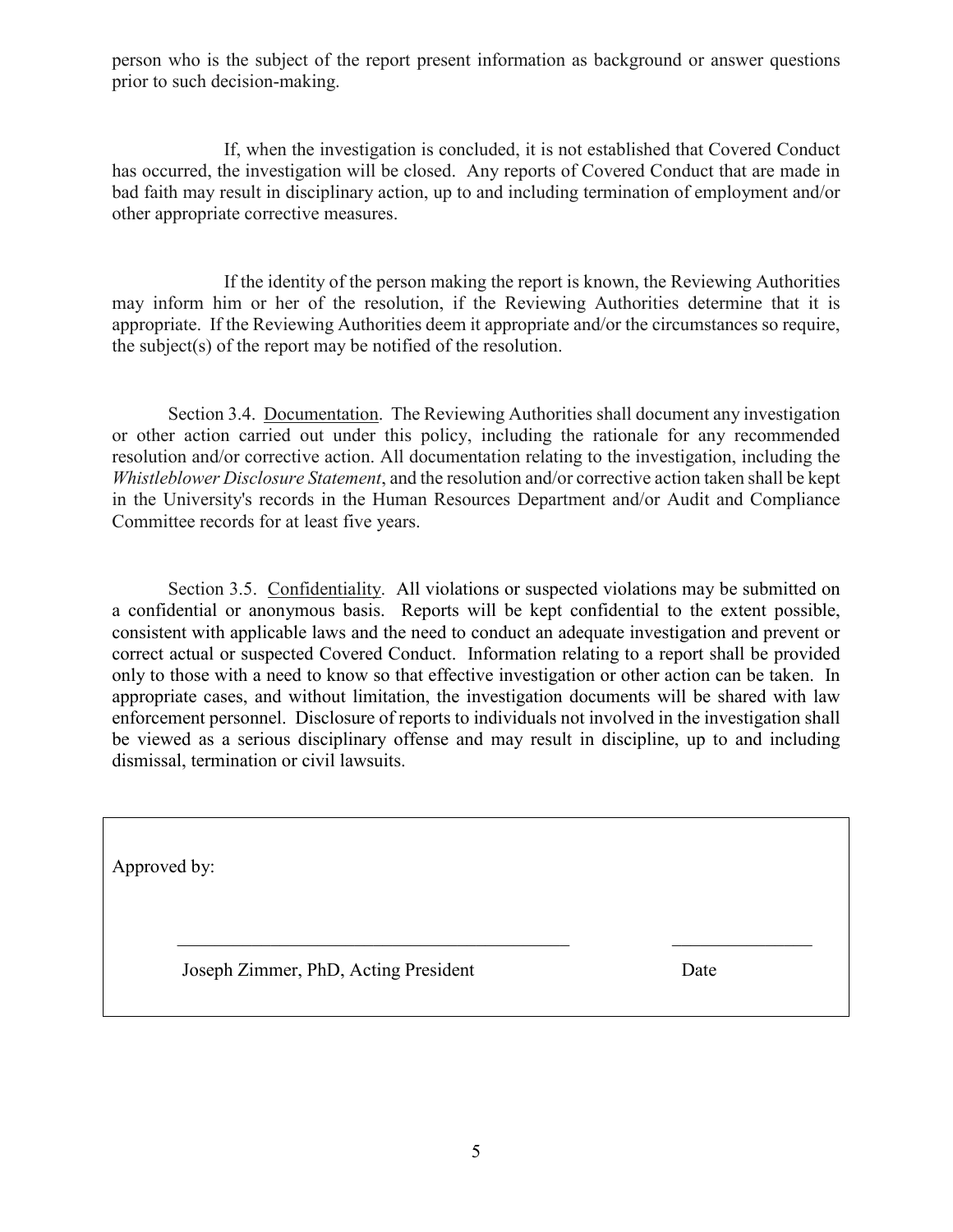person who is the subject of the report present information as background or answer questions prior to such decision-making.

If, when the investigation is concluded, it is not established that Covered Conduct has occurred, the investigation will be closed. Any reports of Covered Conduct that are made in bad faith may result in disciplinary action, up to and including termination of employment and/or other appropriate corrective measures.

If the identity of the person making the report is known, the Reviewing Authorities may inform him or her of the resolution, if the Reviewing Authorities determine that it is appropriate. If the Reviewing Authorities deem it appropriate and/or the circumstances so require, the subject(s) of the report may be notified of the resolution.

Section 3.4. Documentation. The Reviewing Authorities shall document any investigation or other action carried out under this policy, including the rationale for any recommended resolution and/or corrective action. All documentation relating to the investigation, including the *Whistleblower Disclosure Statement*, and the resolution and/or corrective action taken shall be kept in the University's records in the Human Resources Department and/or Audit and Compliance Committee records for at least five years.

Section 3.5. Confidentiality. All violations or suspected violations may be submitted on a confidential or anonymous basis. Reports will be kept confidential to the extent possible, consistent with applicable laws and the need to conduct an adequate investigation and prevent or correct actual or suspected Covered Conduct. Information relating to a report shall be provided only to those with a need to know so that effective investigation or other action can be taken. In appropriate cases, and without limitation, the investigation documents will be shared with law enforcement personnel. Disclosure of reports to individuals not involved in the investigation shall be viewed as a serious disciplinary offense and may result in discipline, up to and including dismissal, termination or civil lawsuits.

Approved by:

\_\_\_\_\_\_\_\_\_\_\_\_\_\_\_\_\_\_\_\_\_\_\_\_\_\_\_\_\_\_\_\_\_\_\_\_\_\_\_\_\_\_ \_\_\_\_\_\_\_\_\_\_\_\_\_\_\_

Joseph Zimmer, PhD, Acting President Date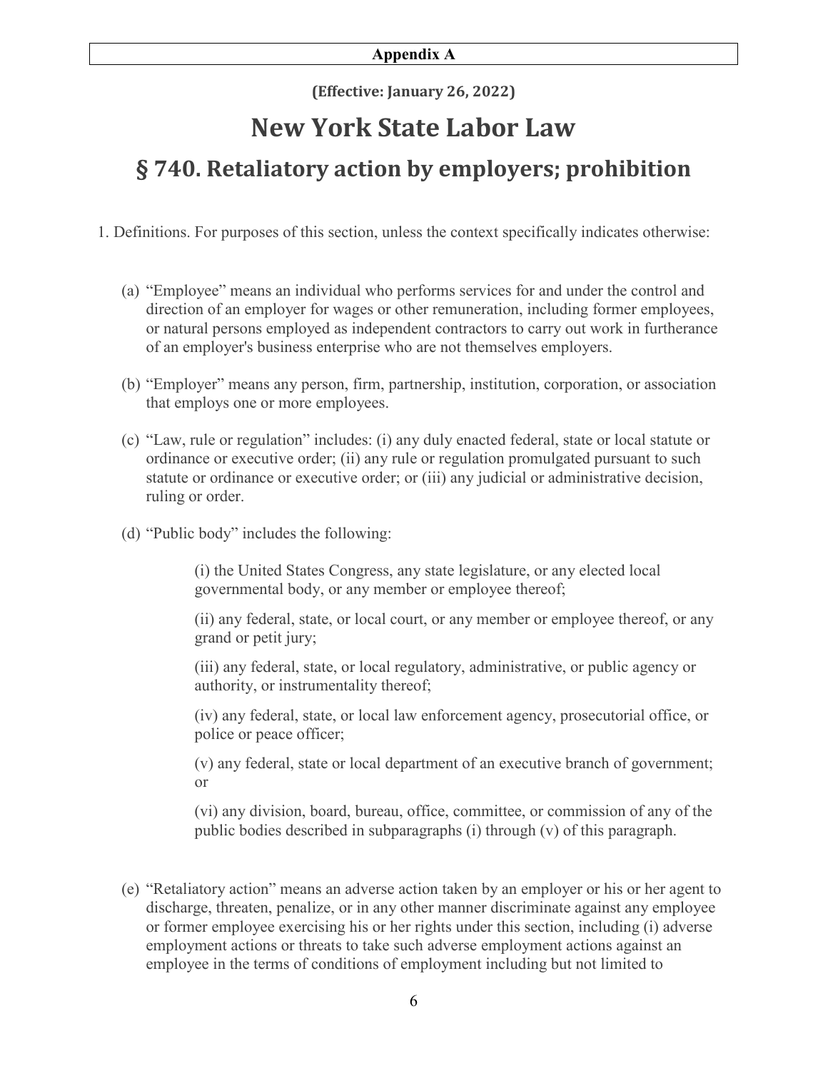**Appendix A**

**(Effective: January 26, 2022)**

# New York State Labor Law

## § 740. Retaliatory action by employers; prohibition

1. Definitions. For purposes of this section, unless the context specifically indicates otherwise:

   (a) "Employee" means an individual who performs services for and under the control and direction of an employer for wages or other remuneration, including former employees, or natural persons employed as independent contractors to carry out work in furtherance of an employer's business enterprise who are not themselves employers.

   (b) "Employer" means any person, firm, partnership, institution, corporation, or association that employs one or more employees.

   (c) "Law, rule or regulation" includes: (i) any duly enacted federal, state or local statute or ordinance or executive order; (ii) any rule or regulation promulgated pursuant to such statute or ordinance or executive order; or (iii) any judicial or administrative decision, ruling or order.

   (d) "Public body" includes the following:

      (i) the United States Congress, any state legislature, or any elected local governmental body, or any member or employee thereof;

      (ii) any federal, state, or local court, or any member or employee thereof, or any grand or petit jury;

      (iii) any federal, state, or local regulatory, administrative, or public agency or authority, or instrumentality thereof;

      (iv) any federal, state, or local law enforcement agency, prosecutorial office, or police or peace officer;

      (v) any federal, state or local department of an executive branch of government; or

      (vi) any division, board, bureau, office, committee, or commission of any of the public bodies described in subparagraphs (i) through (v) of this paragraph.

   (e) "Retaliatory action" means an adverse action taken by an employer or his or her agent to discharge, threaten, penalize, or in any other manner discriminate against any employee or former employee exercising his or her rights under this section, including (i) adverse employment actions or threats to take such adverse employment actions against an employee in the terms of conditions of employment including but not limited to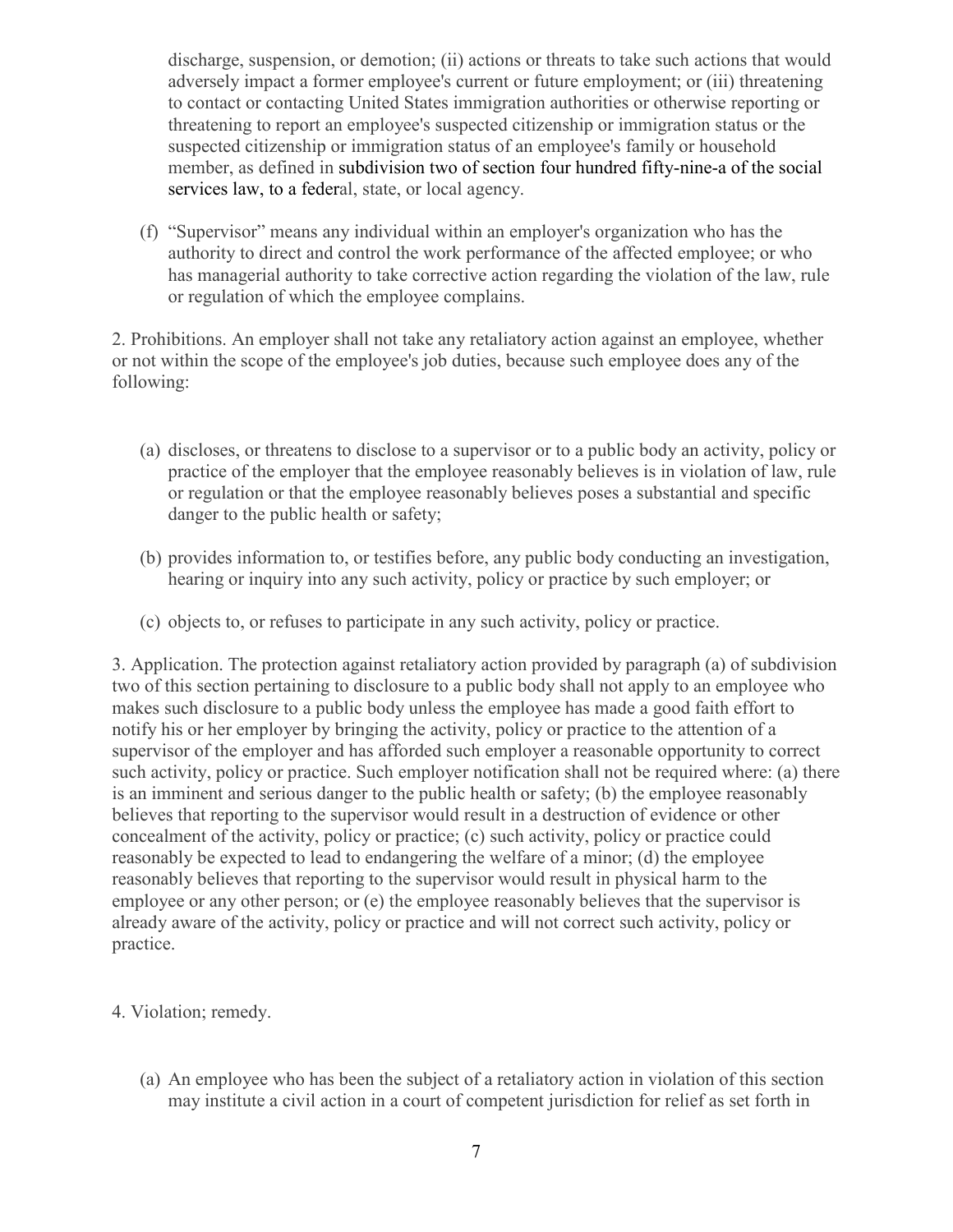discharge, suspension, or demotion; (ii) actions or threats to take such actions that would adversely impact a former employee's current or future employment; or (iii) threatening to contact or contacting United States immigration authorities or otherwise reporting or threatening to report an employee's suspected citizenship or immigration status or the suspected citizenship or immigration status of an employee's family or household member, as defined in subdivision two of section four hundred fifty-nine-a of the social services law, to a federal, state, or local agency.

(f) "Supervisor" means any individual within an employer's organization who has the authority to direct and control the work performance of the affected employee; or who has managerial authority to take corrective action regarding the violation of the law, rule or regulation of which the employee complains.

2. Prohibitions. An employer shall not take any retaliatory action against an employee, whether or not within the scope of the employee's job duties, because such employee does any of the following:

(a) discloses, or threatens to disclose to a supervisor or to a public body an activity, policy or practice of the employer that the employee reasonably believes is in violation of law, rule or regulation or that the employee reasonably believes poses a substantial and specific danger to the public health or safety;

(b) provides information to, or testifies before, any public body conducting an investigation, hearing or inquiry into any such activity, policy or practice by such employer; or

(c) objects to, or refuses to participate in any such activity, policy or practice.

3. Application. The protection against retaliatory action provided by paragraph (a) of subdivision two of this section pertaining to disclosure to a public body shall not apply to an employee who makes such disclosure to a public body unless the employee has made a good faith effort to notify his or her employer by bringing the activity, policy or practice to the attention of a supervisor of the employer and has afforded such employer a reasonable opportunity to correct such activity, policy or practice. Such employer notification shall not be required where: (a) there is an imminent and serious danger to the public health or safety; (b) the employee reasonably believes that reporting to the supervisor would result in a destruction of evidence or other concealment of the activity, policy or practice; (c) such activity, policy or practice could reasonably be expected to lead to endangering the welfare of a minor; (d) the employee reasonably believes that reporting to the supervisor would result in physical harm to the employee or any other person; or (e) the employee reasonably believes that the supervisor is already aware of the activity, policy or practice and will not correct such activity, policy or practice.

4. Violation; remedy.

(a) An employee who has been the subject of a retaliatory action in violation of this section may institute a civil action in a court of competent jurisdiction for relief as set forth in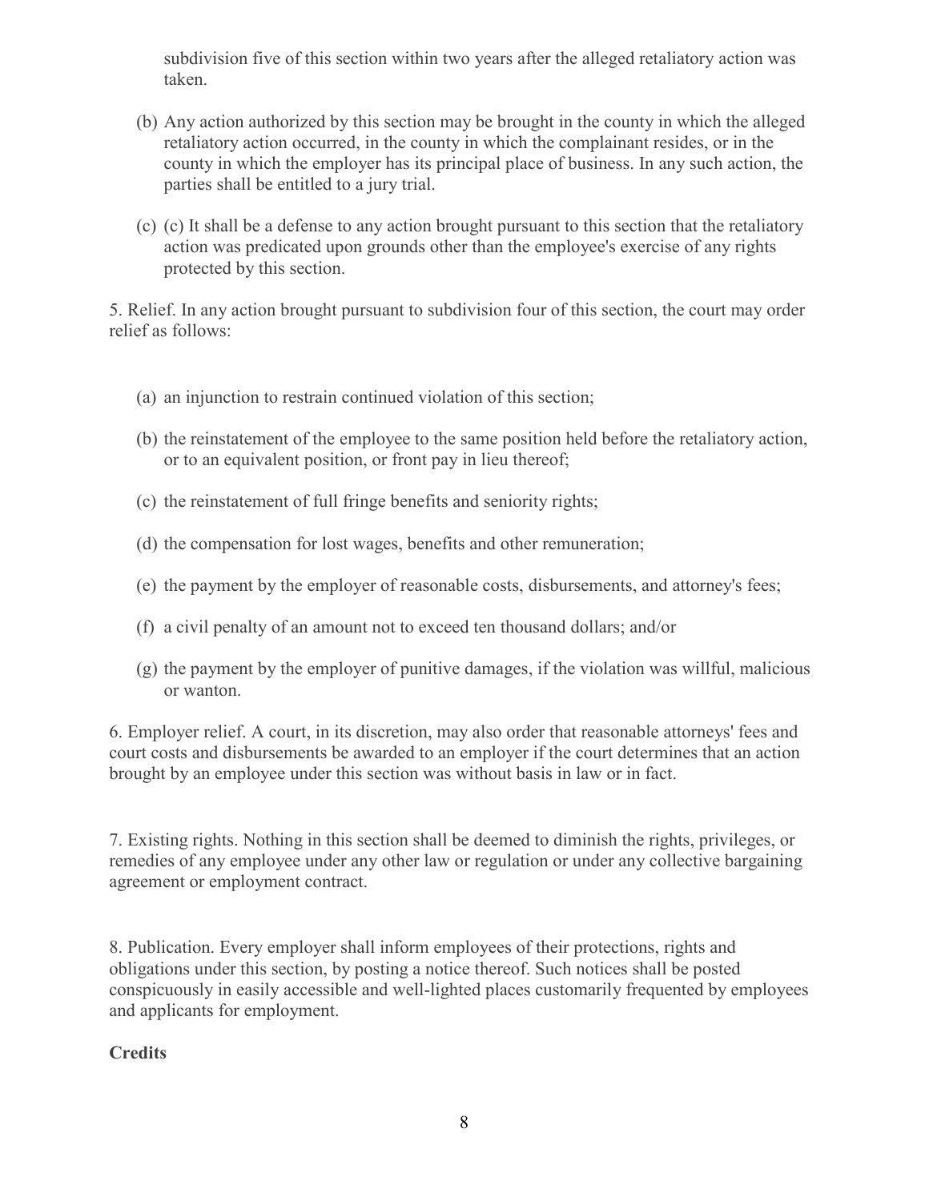subdivision five of this section within two years after the alleged retaliatory action was taken.

(b) Any action authorized by this section may be brought in the county in which the alleged retaliatory action occurred, in the county in which the complainant resides, or in the county in which the employer has its principal place of business. In any such action, the parties shall be entitled to a jury trial.

(c) (c) It shall be a defense to any action brought pursuant to this section that the retaliatory action was predicated upon grounds other than the employee's exercise of any rights protected by this section.

5. Relief. In any action brought pursuant to subdivision four of this section, the court may order relief as follows:

(a) an injunction to restrain continued violation of this section;

(b) the reinstatement of the employee to the same position held before the retaliatory action, or to an equivalent position, or front pay in lieu thereof;

(c) the reinstatement of full fringe benefits and seniority rights;

(d) the compensation for lost wages, benefits and other remuneration;

(e) the payment by the employer of reasonable costs, disbursements, and attorney's fees;

(f) a civil penalty of an amount not to exceed ten thousand dollars; and/or

(g) the payment by the employer of punitive damages, if the violation was willful, malicious or wanton.

6. Employer relief. A court, in its discretion, may also order that reasonable attorneys' fees and court costs and disbursements be awarded to an employer if the court determines that an action brought by an employee under this section was without basis in law or in fact.

7. Existing rights. Nothing in this section shall be deemed to diminish the rights, privileges, or remedies of any employee under any other law or regulation or under any collective bargaining agreement or employment contract.

8. Publication. Every employer shall inform employees of their protections, rights and obligations under this section, by posting a notice thereof. Such notices shall be posted conspicuously in easily accessible and well-lighted places customarily frequented by employees and applicants for employment.

**Credits**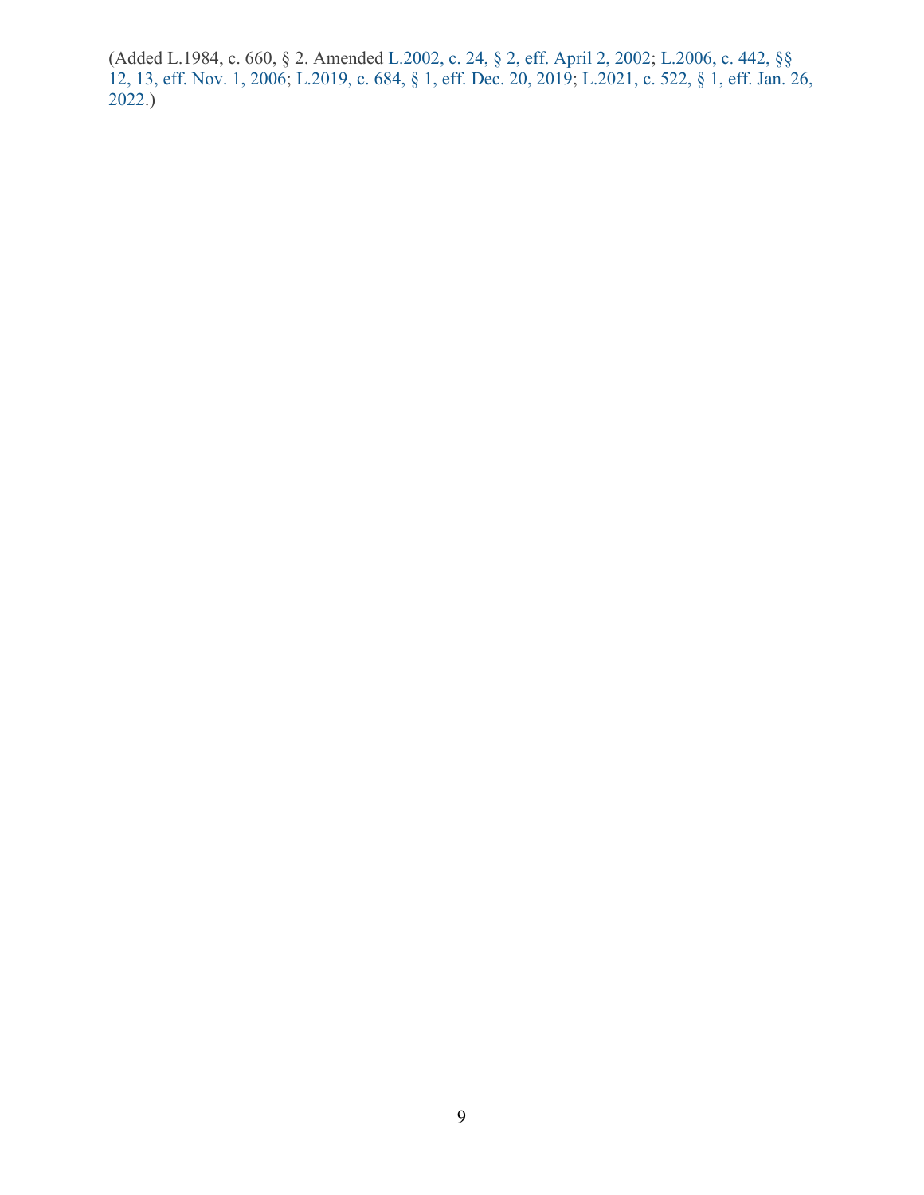(Added L.1984, c. 660, § 2. Amended L.2002, c. 24, § 2, eff. April 2, 2002; L.2006, c. 442, §§ 12, 13, eff. Nov. 1, 2006; L.2019, c. 684, § 1, eff. Dec. 20, 2019; L.2021, c. 522, § 1, eff. Jan. 26, 2022.)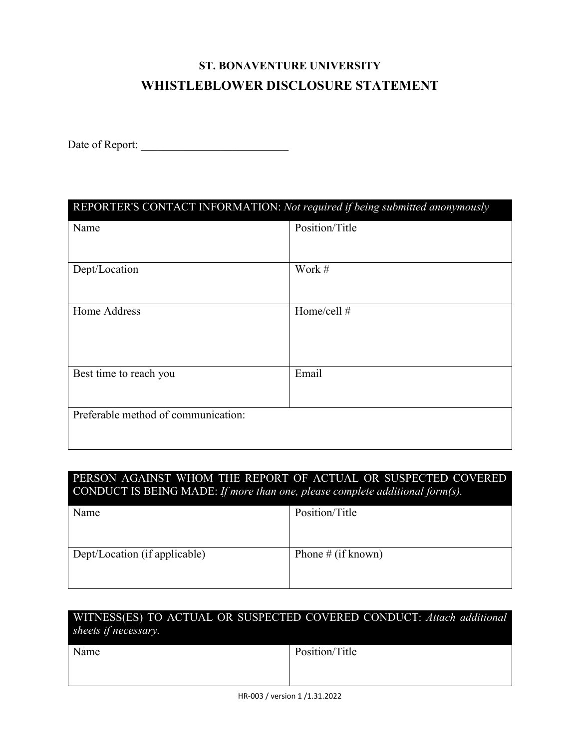**ST. BONAVENTURE UNIVERSITY**

## WHISTLEBLOWER DISCLOSURE STATEMENT

Date of Report: ___________________________

| REPORTER'S CONTACT INFORMATION: *Not required if being submitted anonymously* | |
|---|---|
| Name | Position/Title |
| Dept/Location | Work # |
| Home Address | Home/cell # |
| Best time to reach you | Email |
| Preferable method of communication: | |

| PERSON AGAINST WHOM THE REPORT OF ACTUAL OR SUSPECTED COVERED CONDUCT IS BEING MADE: *If more than one, please complete additional form(s).* | |
|---|---|
| Name | Position/Title |
| Dept/Location (if applicable) | Phone # (if known) |

| WITNESS(ES) TO ACTUAL OR SUSPECTED COVERED CONDUCT: *Attach additional sheets if necessary.* | |
|---|---|
| Name | Position/Title |

HR-003 / version 1 /1.31.2022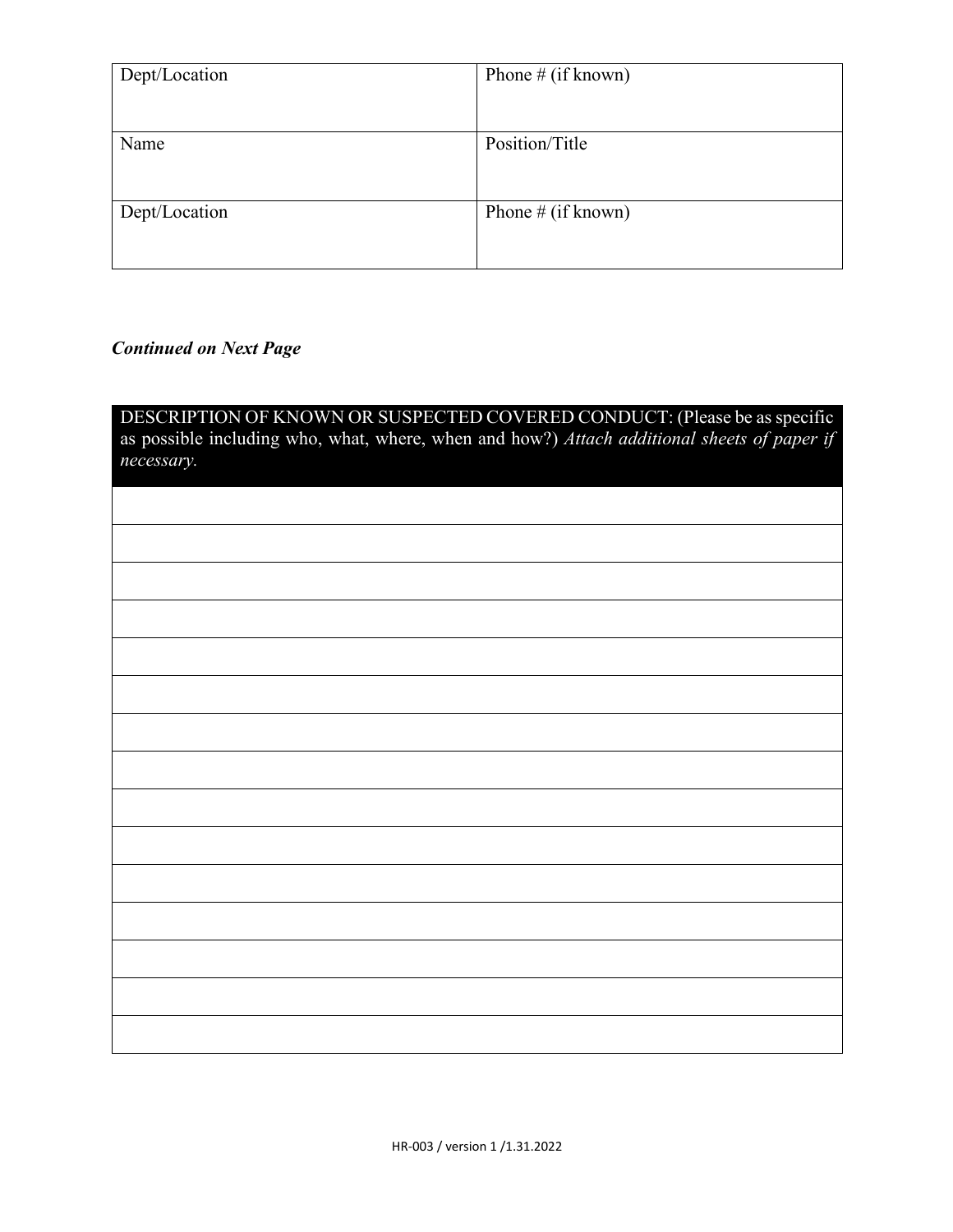| | |
|---|---|
| Dept/Location | Phone # (if known) |
| Name | Position/Title |
| Dept/Location | Phone # (if known) |

***Continued on Next Page***

| DESCRIPTION OF KNOWN OR SUSPECTED COVERED CONDUCT: (Please be as specific as possible including who, what, where, when and how?) *Attach additional sheets of paper if necessary.* |
|---|
| |
| |
| |
| |
| |
| |
| |
| |
| |
| |
| |
| |
| |
| |
| |

HR-003 / version 1 /1.31.2022